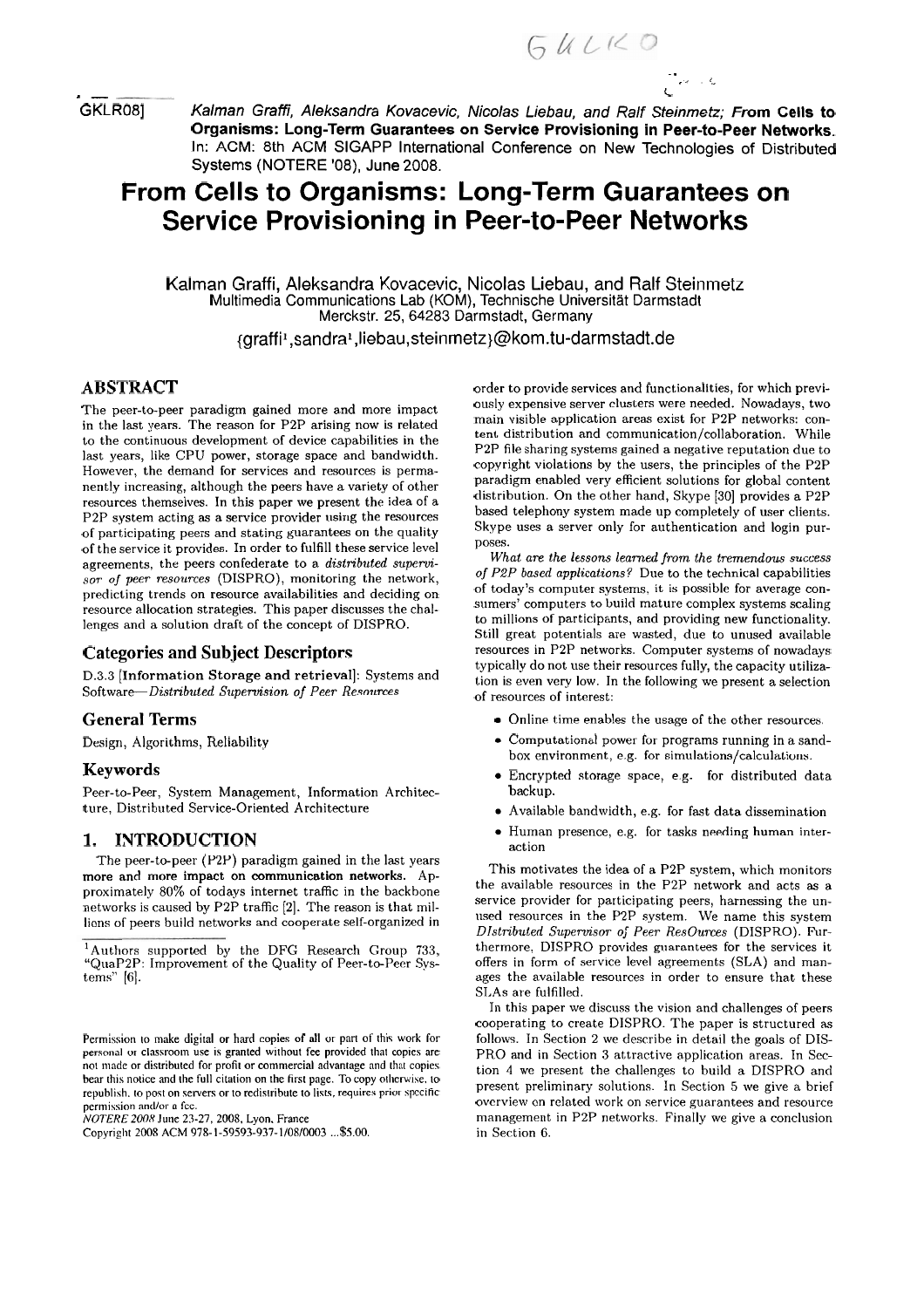[GKLR08] Kalman Graffi, Aleksandra Kovacevic, Nicolas Liebau, and Ralf Steinmetz; **From Cells to Organisms: Long-Term Guarantees on Service Provisioning in Peer-to-Peer Networks.** In: ACM: 8th ACM SIGAPP International Conference on New Technologies of Distributed Systems (NOTERE '08), June 2008.

# From Cells to Organisms: Long-Term Guarantees on Service Provisioning in Peer-to-Peer Networks

Kalman Graffi, Aleksandra Kovacevic, Nicolas Liebau, and Ralf Steinmetz
Multimedia Communications Lab (KOM), Technische Universität Darmstadt
Merckstr. 25, 64283 Darmstadt, Germany
{graffi[1],sandra[1],liebau,steinmetz}@kom.tu-darmstadt.de

## ABSTRACT

The peer-to-peer paradigm gained more and more impact in the last years. The reason for P2P arising now is related to the continuous development of device capabilities in the last years, like CPU power, storage space and bandwidth. However, the demand for services and resources is permanently increasing, although the peers have a variety of other resources themselves. In this paper we present the idea of a P2P system acting as a service provider using the resources of participating peers and stating guarantees on the quality of the service it provides. In order to fulfill these service level agreements, the peers confederate to a *distributed supervisor of peer resources* (DISPRO), monitoring the network, predicting trends on resource availabilities and deciding on resource allocation strategies. This paper discusses the challenges and a solution draft of the concept of DISPRO.

## Categories and Subject Descriptors

D.3.3 [**Information Storage and retrieval**]: Systems and Software—*Distributed Supervision of Peer Resources*

## General Terms

Design, Algorithms, Reliability

## Keywords

Peer-to-Peer, System Management, Information Architecture, Distributed Service-Oriented Architecture

## 1. INTRODUCTION

The peer-to-peer (P2P) paradigm gained in the last years more and more impact on communication networks. Approximately 80% of todays internet traffic in the backbone networks is caused by P2P traffic [2]. The reason is that millions of peers build networks and cooperate self-organized in order to provide services and functionalities, for which previously expensive server clusters were needed. Nowadays, two main visible application areas exist for P2P networks: content distribution and communication/collaboration. While P2P file sharing systems gained a negative reputation due to copyright violations by the users, the principles of the P2P paradigm enabled very efficient solutions for global content distribution. On the other hand, Skype [30] provides a P2P based telephony system made up completely of user clients. Skype uses a server only for authentication and login purposes.

*What are the lessons learned from the tremendous success of P2P based applications?* Due to the technical capabilities of today's computer systems, it is possible for average consumers' computers to build mature complex systems scaling to millions of participants, and providing new functionality. Still great potentials are wasted, due to unused available resources in P2P networks. Computer systems of nowadays typically do not use their resources fully, the capacity utilization is even very low. In the following we present a selection of resources of interest:

- Online time enables the usage of the other resources.
- Computational power for programs running in a sandbox environment, e.g. for simulations/calculations.
- Encrypted storage space, e.g. for distributed data backup.
- Available bandwidth, e.g. for fast data dissemination
- Human presence, e.g. for tasks needing human interaction

This motivates the idea of a P2P system, which monitors the available resources in the P2P network and acts as a service provider for participating peers, harnessing the unused resources in the P2P system. We name this system *DIstributed Supervisor of Peer ResOurces* (DISPRO). Furthermore, DISPRO provides guarantees for the services it offers in form of service level agreements (SLA) and manages the available resources in order to ensure that these SLAs are fulfilled.

In this paper we discuss the vision and challenges of peers cooperating to create DISPRO. The paper is structured as follows. In Section 2 we describe in detail the goals of DISPRO and in Section 3 attractive application areas. In Section 4 we present the challenges to build a DISPRO and present preliminary solutions. In Section 5 we give a brief overview on related work on service guarantees and resource management in P2P networks. Finally we give a conclusion in Section 6.

---

[1]Authors supported by the DFG Research Group 733, "QuaP2P: Improvement of the Quality of Peer-to-Peer Systems" [6].

Permission to make digital or hard copies of all or part of this work for personal or classroom use is granted without fee provided that copies are not made or distributed for profit or commercial advantage and that copies bear this notice and the full citation on the first page. To copy otherwise, to republish, to post on servers or to redistribute to lists, requires prior specific permission and/or a fee.
*NOTERE 2008* June 23-27, 2008, Lyon, France
Copyright 2008 ACM 978-1-59593-937-1/08/0003 ...$5.00.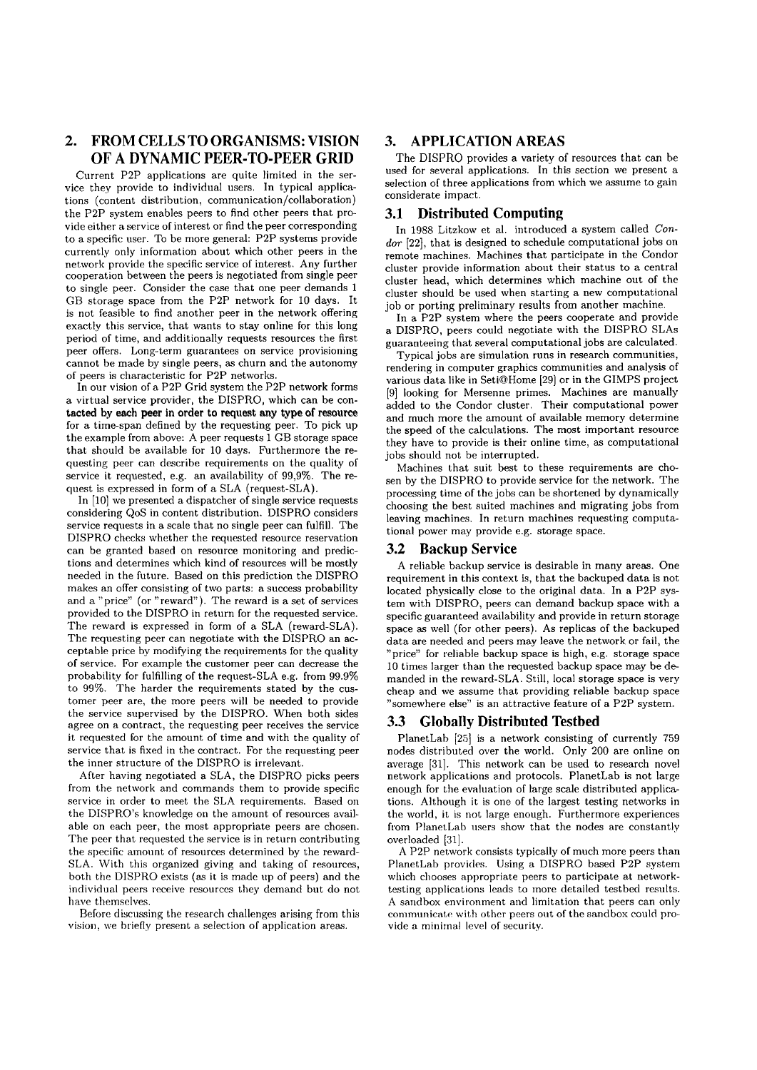## 2. FROM CELLS TO ORGANISMS: VISION OF A DYNAMIC PEER-TO-PEER GRID

Current P2P applications are quite limited in the service they provide to individual users. In typical applications (content distribution, communication/collaboration) the P2P system enables peers to find other peers that provide either a service of interest or find the peer corresponding to a specific user. To be more general: P2P systems provide currently only information about which other peers in the network provide the specific service of interest. Any further cooperation between the peers is negotiated from single peer to single peer. Consider the case that one peer demands 1 GB storage space from the P2P network for 10 days. It is not feasible to find another peer in the network offering exactly this service, that wants to stay online for this long period of time, and additionally requests resources the first peer offers. Long-term guarantees on service provisioning cannot be made by single peers, as churn and the autonomy of peers is characteristic for P2P networks.

In our vision of a P2P Grid system the P2P network forms a virtual service provider, the DISPRO, which can be contacted by each peer in order to request any type of resource for a time-span defined by the requesting peer. To pick up the example from above: A peer requests 1 GB storage space that should be available for 10 days. Furthermore the requesting peer can describe requirements on the quality of service it requested, e.g. an availability of 99,9%. The request is expressed in form of a SLA (request-SLA).

In [10] we presented a dispatcher of single service requests considering QoS in content distribution. DISPRO considers service requests in a scale that no single peer can fulfill. The DISPRO checks whether the requested resource reservation can be granted based on resource monitoring and predictions and determines which kind of resources will be mostly needed in the future. Based on this prediction the DISPRO makes an offer consisting of two parts: a success probability and a "price" (or "reward"). The reward is a set of services provided to the DISPRO in return for the requested service. The reward is expressed in form of a SLA (reward-SLA). The requesting peer can negotiate with the DISPRO an acceptable price by modifying the requirements for the quality of service. For example the customer peer can decrease the probability for fulfilling of the request-SLA e.g. from 99.9% to 99%. The harder the requirements stated by the customer peer are, the more peers will be needed to provide the service supervised by the DISPRO. When both sides agree on a contract, the requesting peer receives the service it requested for the amount of time and with the quality of service that is fixed in the contract. For the requesting peer the inner structure of the DISPRO is irrelevant.

After having negotiated a SLA, the DISPRO picks peers from the network and commands them to provide specific service in order to meet the SLA requirements. Based on the DISPRO's knowledge on the amount of resources available on each peer, the most appropriate peers are chosen. The peer that requested the service is in return contributing the specific amount of resources determined by the reward-SLA. With this organized giving and taking of resources, both the DISPRO exists (as it is made up of peers) and the individual peers receive resources they demand but do not have themselves.

Before discussing the research challenges arising from this vision, we briefly present a selection of application areas.

## 3. APPLICATION AREAS

The DISPRO provides a variety of resources that can be used for several applications. In this section we present a selection of three applications from which we assume to gain considerate impact.

### 3.1 Distributed Computing

In 1988 Litzkow et al. introduced a system called *Condor* [22], that is designed to schedule computational jobs on remote machines. Machines that participate in the Condor cluster provide information about their status to a central cluster head, which determines which machine out of the cluster should be used when starting a new computational job or porting preliminary results from another machine.

In a P2P system where the peers cooperate and provide a DISPRO, peers could negotiate with the DISPRO SLAs guaranteeing that several computational jobs are calculated.

Typical jobs are simulation runs in research communities, rendering in computer graphics communities and analysis of various data like in Seti@Home [29] or in the GIMPS project [9] looking for Mersenne primes. Machines are manually added to the Condor cluster. Their computational power and much more the amount of available memory determine the speed of the calculations. The most important resource they have to provide is their online time, as computational jobs should not be interrupted.

Machines that suit best to these requirements are chosen by the DISPRO to provide service for the network. The processing time of the jobs can be shortened by dynamically choosing the best suited machines and migrating jobs from leaving machines. In return machines requesting computational power may provide e.g. storage space.

### 3.2 Backup Service

A reliable backup service is desirable in many areas. One requirement in this context is, that the backuped data is not located physically close to the original data. In a P2P system with DISPRO, peers can demand backup space with a specific guaranteed availability and provide in return storage space as well (for other peers). As replicas of the backuped data are needed and peers may leave the network or fail, the "price" for reliable backup space is high, e.g. storage space 10 times larger than the requested backup space may be demanded in the reward-SLA. Still, local storage space is very cheap and we assume that providing reliable backup space "somewhere else" is an attractive feature of a P2P system.

### 3.3 Globally Distributed Testbed

PlanetLab [25] is a network consisting of currently 759 nodes distributed over the world. Only 200 are online on average [31]. This network can be used to research novel network applications and protocols. PlanetLab is not large enough for the evaluation of large scale distributed applications. Although it is one of the largest testing networks in the world, it is not large enough. Furthermore experiences from PlanetLab users show that the nodes are constantly overloaded [31].

A P2P network consists typically of much more peers than PlanetLab provides. Using a DISPRO based P2P system which chooses appropriate peers to participate at network-testing applications leads to more detailed testbed results. A sandbox environment and limitation that peers can only communicate with other peers out of the sandbox could provide a minimal level of security.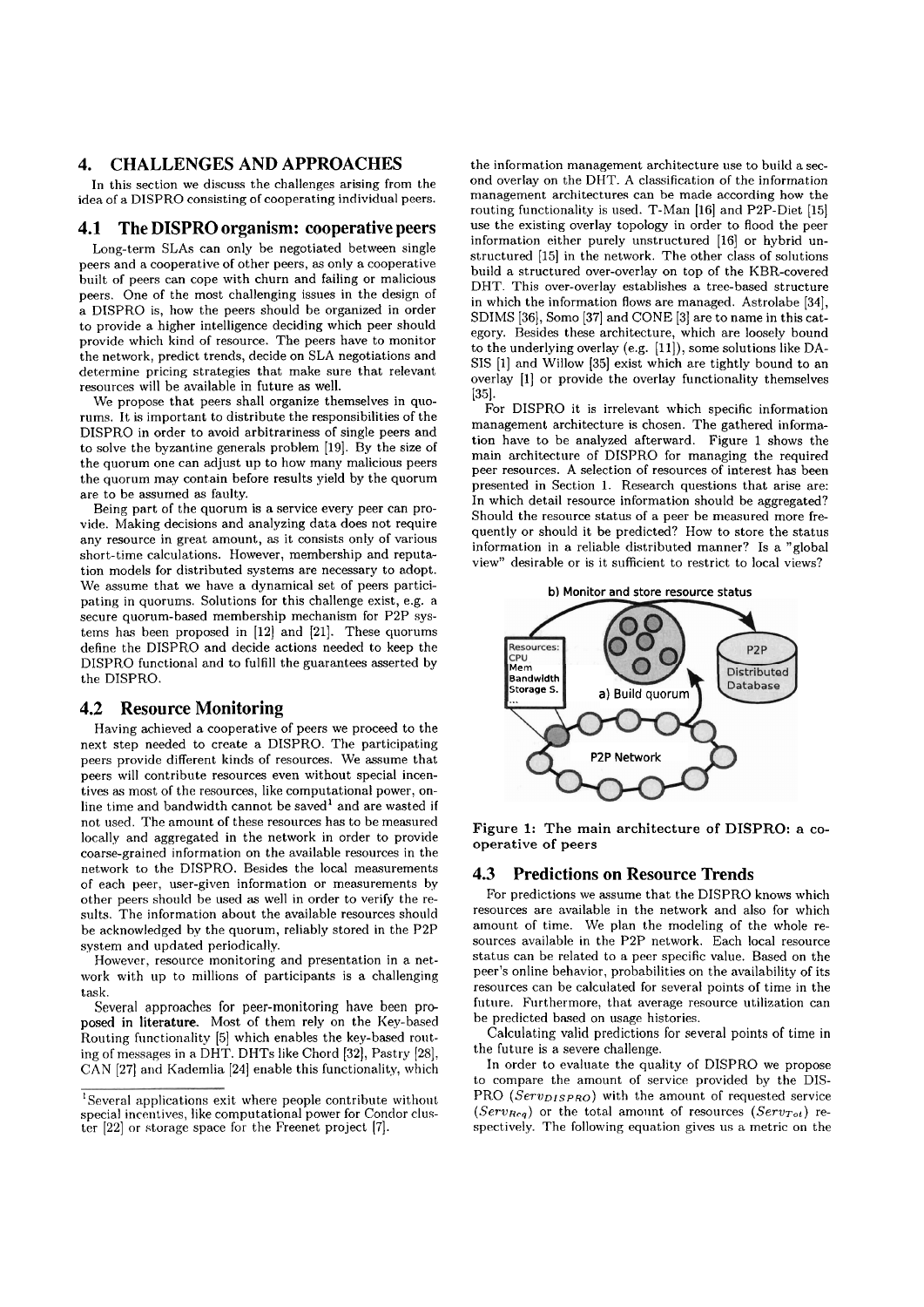## 4. CHALLENGES AND APPROACHES

In this section we discuss the challenges arising from the idea of a DISPRO consisting of cooperating individual peers.

### 4.1 The DISPRO organism: cooperative peers

Long-term SLAs can only be negotiated between single peers and a cooperative of other peers, as only a cooperative built of peers can cope with churn and failing or malicious peers. One of the most challenging issues in the design of a DISPRO is, how the peers should be organized in order to provide a higher intelligence deciding which peer should provide which kind of resource. The peers have to monitor the network, predict trends, decide on SLA negotiations and determine pricing strategies that make sure that relevant resources will be available in future as well.

We propose that peers shall organize themselves in quorums. It is important to distribute the responsibilities of the DISPRO in order to avoid arbitrariness of single peers and to solve the byzantine generals problem [19]. By the size of the quorum one can adjust up to how many malicious peers the quorum may contain before results yield by the quorum are to be assumed as faulty.

Being part of the quorum is a service every peer can provide. Making decisions and analyzing data does not require any resource in great amount, as it consists only of various short-time calculations. However, membership and reputation models for distributed systems are necessary to adopt. We assume that we have a dynamical set of peers participating in quorums. Solutions for this challenge exist, e.g. a secure quorum-based membership mechanism for P2P systems has been proposed in [12] and [21]. These quorums define the DISPRO and decide actions needed to keep the DISPRO functional and to fulfill the guarantees asserted by the DISPRO.

### 4.2 Resource Monitoring

Having achieved a cooperative of peers we proceed to the next step needed to create a DISPRO. The participating peers provide different kinds of resources. We assume that peers will contribute resources even without special incentives as most of the resources, like computational power, online time and bandwidth cannot be saved[1] and are wasted if not used. The amount of these resources has to be measured locally and aggregated in the network in order to provide coarse-grained information on the available resources in the network to the DISPRO. Besides the local measurements of each peer, user-given information or measurements by other peers should be used as well in order to verify the results. The information about the available resources should be acknowledged by the quorum, reliably stored in the P2P system and updated periodically.

However, resource monitoring and presentation in a network with up to millions of participants is a challenging task.

Several approaches for peer-monitoring have been proposed in literature. Most of them rely on the Key-based Routing functionality [5] which enables the key-based routing of messages in a DHT. DHTs like Chord [32], Pastry [28], CAN [27] and Kademlia [24] enable this functionality, which the information management architecture use to build a second overlay on the DHT. A classification of the information management architectures can be made according how the routing functionality is used. T-Man [16] and P2P-Diet [15] use the existing overlay topology in order to flood the peer information either purely unstructured [16] or hybrid unstructured [15] in the network. The other class of solutions build a structured over-overlay on top of the KBR-covered DHT. This over-overlay establishes a tree-based structure in which the information flows are managed. Astrolabe [34], SDIMS [36], Somo [37] and CONE [3] are to name in this category. Besides these architecture, which are loosely bound to the underlying overlay (e.g. [11]), some solutions like DASIS [1] and Willow [35] exist which are tightly bound to an overlay [1] or provide the overlay functionality themselves [35].

For DISPRO it is irrelevant which specific information management architecture is chosen. The gathered information have to be analyzed afterward. Figure 1 shows the main architecture of DISPRO for managing the required peer resources. A selection of resources of interest has been presented in Section 1. Research questions that arise are: In which detail resource information should be aggregated? Should the resource status of a peer be measured more frequently or should it be predicted? How to store the status information in a reliable distributed manner? Is a "global view" desirable or is it sufficient to restrict to local views?

**Figure 1: The main architecture of DISPRO: a cooperative of peers**

### 4.3 Predictions on Resource Trends

For predictions we assume that the DISPRO knows which resources are available in the network and also for which amount of time. We plan the modeling of the whole resources available in the P2P network. Each local resource status can be related to a peer specific value. Based on the peer's online behavior, probabilities on the availability of its resources can be calculated for several points of time in the future. Furthermore, that average resource utilization can be predicted based on usage histories.

Calculating valid predictions for several points of time in the future is a severe challenge.

In order to evaluate the quality of DISPRO we propose to compare the amount of service provided by the DISPRO ($Serv_{DISPRO}$) with the amount of requested service ($Serv_{Req}$) or the total amount of resources ($Serv_{Tot}$) respectively. The following equation gives us a metric on the

---

[1] Several applications exist where people contribute without special incentives, like computational power for Condor cluster [22] or storage space for the Freenet project [7].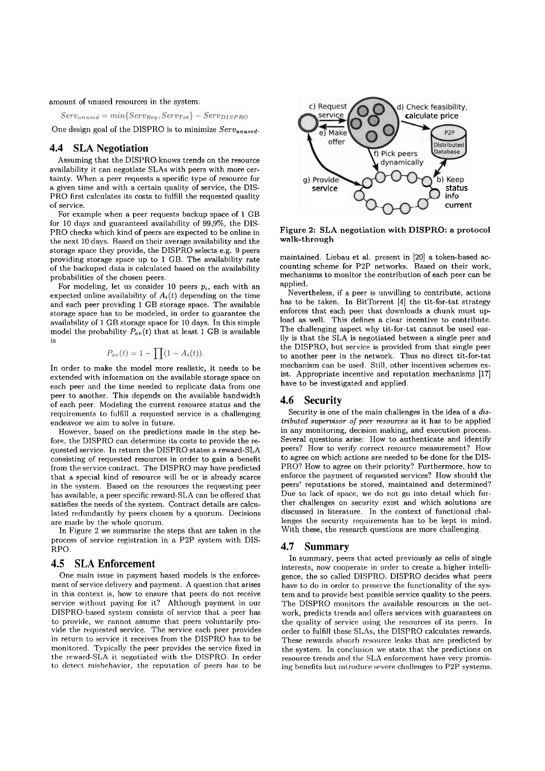amount of unused resources in the system:

$$Serv_{unused} = min\{Serv_{Req}, Serv_{Tot}\} - Serv_{DISPRO}$$

One design goal of the DISPRO is to minimize $Serv_{unused}$.

## 4.4 SLA Negotiation

Assuming that the DISPRO knows trends on the resource availability it can negotiate SLAs with peers with more certainty. When a peer requests a specific type of resource for a given time and with a certain quality of service, the DISPRO first calculates its costs to fulfill the requested quality of service.

For example when a peer requests backup space of 1 GB for 10 days and guaranteed availability of 99,9%, the DISPRO checks which kind of peers are expected to be online in the next 10 days. Based on their average availability and the storage space they provide, the DISPRO selects e.g. 9 peers providing storage space up to 1 GB. The availability rate of the backuped data is calculated based on the availability probabilities of the chosen peers.

For modeling, let us consider 10 peers $p_i$, each with an expected online availability of $A_i(t)$ depending on the time and each peer providing 1 GB storage space. The available storage space has to be modeled, in order to guarantee the availability of 1 GB storage space for 10 days. In this simple model the probability $P_{av}(t)$ that at least 1 GB is available is

$$P_{av}(t) = 1 - \prod(1 - A_i(t)).$$

In order to make the model more realistic, it needs to be extended with information on the available storage space on each peer and the time needed to replicate data from one peer to another. This depends on the available bandwidth of each peer. Modeling the current resource status and the requirements to fulfill a requested service is a challenging endeavor we aim to solve in future.

However, based on the predictions made in the step before, the DISPRO can determine its costs to provide the requested service. In return the DISPRO states a reward-SLA consisting of requested resources in order to gain a benefit from the service contract. The DISPRO may have predicted that a special kind of resource will be or is already scarce in the system. Based on the resources the requesting peer has available, a peer specific reward-SLA can be offered that satisfies the needs of the system. Contract details are calculated redundantly by peers chosen by a quorum. Decisions are made by the whole quorum.

In Figure 2 we summarize the steps that are taken in the process of service registration in a P2P system with DISRPO.

## 4.5 SLA Enforcement

One main issue in payment based models is the enforcement of service delivery and payment. A question that arises in this context is, how to ensure that peers do not receive service without paying for it? Although payment in our DISPRO-based system consists of service that a peer has to provide, we cannot assume that peers voluntarily provide the requested service. The service each peer provides in return to service it receives from the DISPRO has to be monitored. Typically the peer provides the service fixed in the reward-SLA it negotiated with the DISPRO. In order to detect misbehavior, the reputation of peers has to be maintained. Liebau et al. present in [20] a token-based accounting scheme for P2P networks. Based on their work, mechanisms to monitor the contribution of each peer can be applied.

Figure 2: SLA negotiation with DISPRO: a protocol walk-through

Nevertheless, if a peer is unwilling to contribute, actions has to be taken. In BitTorrent [4] the tit-for-tat strategy enforces that each peer that downloads a chunk must upload as well. This defines a clear incentive to contribute. The challenging aspect why tit-for-tat cannot be used easily is that the SLA is negotiated between a single peer and the DISPRO, but service is provided from that single peer to another peer in the network. Thus no direct tit-for-tat mechanism can be used. Still, other incentives schemes exist. Appropriate incentive and reputation mechanisms [17] have to be investigated and applied.

## 4.6 Security

Security is one of the main challenges in the idea of a *distributed supervisor of peer resources* as it has to be applied in any monitoring, decision making, and execution process. Several questions arise: How to authenticate and identify peers? How to verify correct resource measurement? How to agree on which actions are needed to be done for the DISPRO? How to agree on their priority? Furthermore, how to enforce the payment of requested services? How should the peers' reputations be stored, maintained and determined? Due to lack of space, we do not go into detail which further challenges on security exist and which solutions are discussed in literature. In the context of functional challenges the security requirements has to be kept in mind. With these, the research questions are more challenging.

## 4.7 Summary

In summary, peers that acted previously as cells of single interests, now cooperate in order to create a higher intelligence, the so called DISPRO. DISPRO decides what peers have to do in order to preserve the functionality of the system and to provide best possible service quality to the peers. The DISPRO monitors the available resources in the network, predicts trends and offers services with guarantees on the quality of service using the resources of its peers. In order to fulfill these SLAs, the DISPRO calculates rewards. These rewards absorb resource leaks that are predicted by the system. In conclusion we state that the predictions on resource trends and the SLA enforcement have very promising benefits but introduce severe challenges to P2P systems.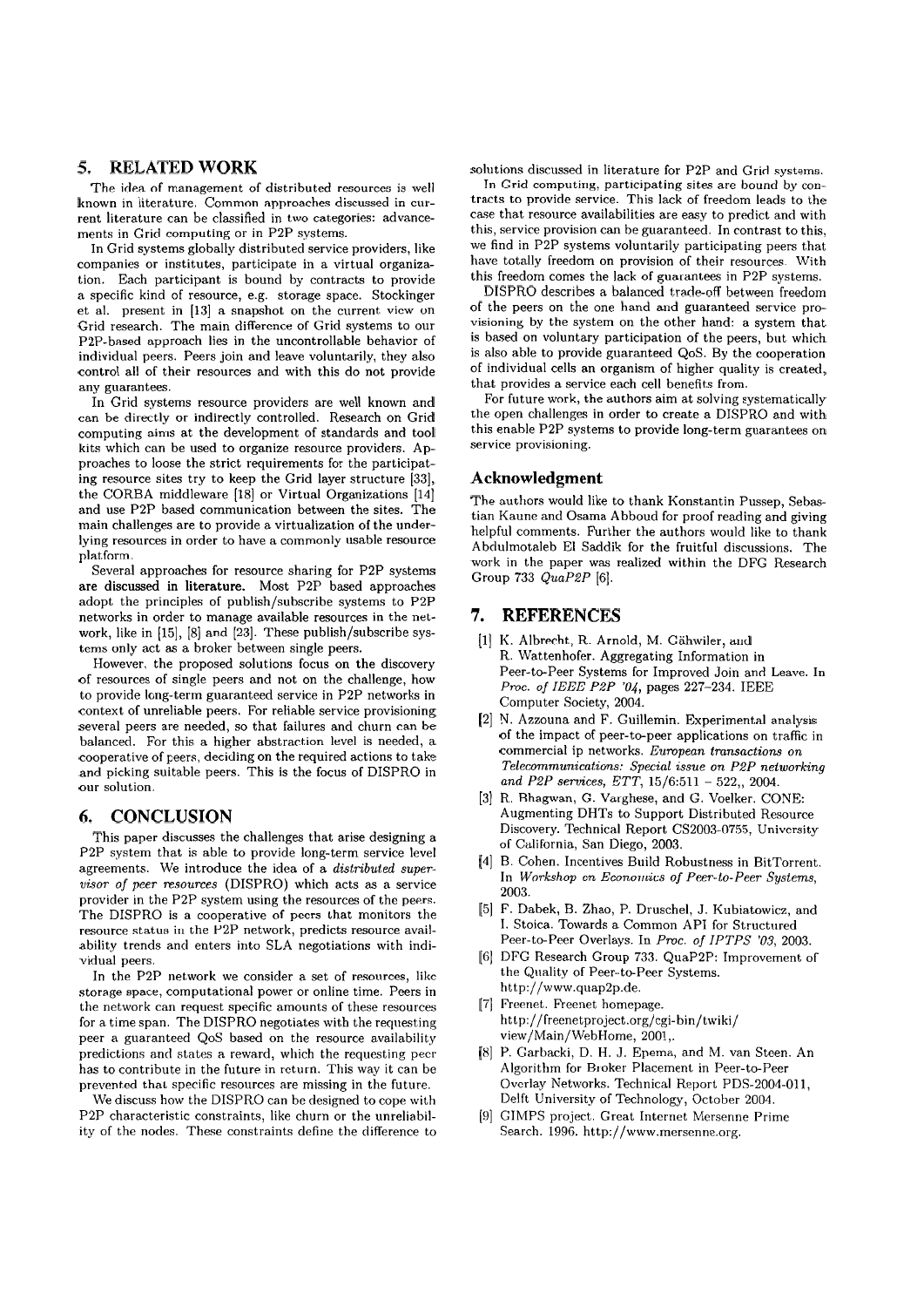## 5. RELATED WORK

The idea of management of distributed resources is well known in literature. Common approaches discussed in current literature can be classified in two categories: advancements in Grid computing or in P2P systems.

In Grid systems globally distributed service providers, like companies or institutes, participate in a virtual organization. Each participant is bound by contracts to provide a specific kind of resource, e.g. storage space. Stockinger et al. present in [13] a snapshot on the current view on Grid research. The main difference of Grid systems to our P2P-based approach lies in the uncontrollable behavior of individual peers. Peers join and leave voluntarily, they also control all of their resources and with this do not provide any guarantees.

In Grid systems resource providers are well known and can be directly or indirectly controlled. Research on Grid computing aims at the development of standards and tool kits which can be used to organize resource providers. Approaches to loose the strict requirements for the participating resource sites try to keep the Grid layer structure [33], the CORBA middleware [18] or Virtual Organizations [14] and use P2P based communication between the sites. The main challenges are to provide a virtualization of the underlying resources in order to have a commonly usable resource platform.

Several approaches for resource sharing for P2P systems are discussed in literature. Most P2P based approaches adopt the principles of publish/subscribe systems to P2P networks in order to manage available resources in the network, like in [15], [8] and [23]. These publish/subscribe systems only act as a broker between single peers.

However, the proposed solutions focus on the discovery of resources of single peers and not on the challenge, how to provide long-term guaranteed service in P2P networks in context of unreliable peers. For reliable service provisioning several peers are needed, so that failures and churn can be balanced. For this a higher abstraction level is needed, a cooperative of peers, deciding on the required actions to take and picking suitable peers. This is the focus of DISPRO in our solution.

## 6. CONCLUSION

This paper discusses the challenges that arise designing a P2P system that is able to provide long-term service level agreements. We introduce the idea of a *distributed supervisor of peer resources* (DISPRO) which acts as a service provider in the P2P system using the resources of the peers. The DISPRO is a cooperative of peers that monitors the resource status in the P2P network, predicts resource availability trends and enters into SLA negotiations with individual peers.

In the P2P network we consider a set of resources, like storage space, computational power or online time. Peers in the network can request specific amounts of these resources for a time span. The DISPRO negotiates with the requesting peer a guaranteed QoS based on the resource availability predictions and states a reward, which the requesting peer has to contribute in the future in return. This way it can be prevented that specific resources are missing in the future.

We discuss how the DISPRO can be designed to cope with P2P characteristic constraints, like churn or the unreliability of the nodes. These constraints define the difference to solutions discussed in literature for P2P and Grid systems.

In Grid computing, participating sites are bound by contracts to provide service. This lack of freedom leads to the case that resource availabilities are easy to predict and with this, service provision can be guaranteed. In contrast to this, we find in P2P systems voluntarily participating peers that have totally freedom on provision of their resources. With this freedom comes the lack of guarantees in P2P systems.

DISPRO describes a balanced trade-off between freedom of the peers on the one hand and guaranteed service provisioning by the system on the other hand: a system that is based on voluntary participation of the peers, but which is also able to provide guaranteed QoS. By the cooperation of individual cells an organism of higher quality is created, that provides a service each cell benefits from.

For future work, the authors aim at solving systematically the open challenges in order to create a DISPRO and with this enable P2P systems to provide long-term guarantees on service provisioning.

### Acknowledgment

The authors would like to thank Konstantin Pussep, Sebastian Kaune and Osama Abboud for proof reading and giving helpful comments. Further the authors would like to thank Abdulmotaleb El Saddik for the fruitful discussions. The work in the paper was realized within the DFG Research Group 733 *QuaP2P* [6].

## 7. REFERENCES

[1] K. Albrecht, R. Arnold, M. Gähwiler, and R. Wattenhofer. Aggregating Information in Peer-to-Peer Systems for Improved Join and Leave. In *Proc. of IEEE P2P '04*, pages 227–234. IEEE Computer Society, 2004.

[2] N. Azzouna and F. Guillemin. Experimental analysis of the impact of peer-to-peer applications on traffic in commercial ip networks. *European transactions on Telecommunications: Special issue on P2P networking and P2P services, ETT*, 15/6:511 – 522,, 2004.

[3] R. Bhagwan, G. Varghese, and G. Voelker. CONE: Augmenting DHTs to Support Distributed Resource Discovery. Technical Report CS2003-0755, University of California, San Diego, 2003.

[4] B. Cohen. Incentives Build Robustness in BitTorrent. In *Workshop on Economics of Peer-to-Peer Systems*, 2003.

[5] F. Dabek, B. Zhao, P. Druschel, J. Kubiatowicz, and I. Stoica. Towards a Common API for Structured Peer-to-Peer Overlays. In *Proc. of IPTPS '03*, 2003.

[6] DFG Research Group 733. QuaP2P: Improvement of the Quality of Peer-to-Peer Systems. http://www.quap2p.de.

[7] Freenet. Freenet homepage. http://freenetproject.org/cgi-bin/twiki/view/Main/WebHome, 2001,.

[8] P. Garbacki, D. H. J. Epema, and M. van Steen. An Algorithm for Broker Placement in Peer-to-Peer Overlay Networks. Technical Report PDS-2004-011, Delft University of Technology, October 2004.

[9] GIMPS project. Great Internet Mersenne Prime Search. 1996. http://www.mersenne.org.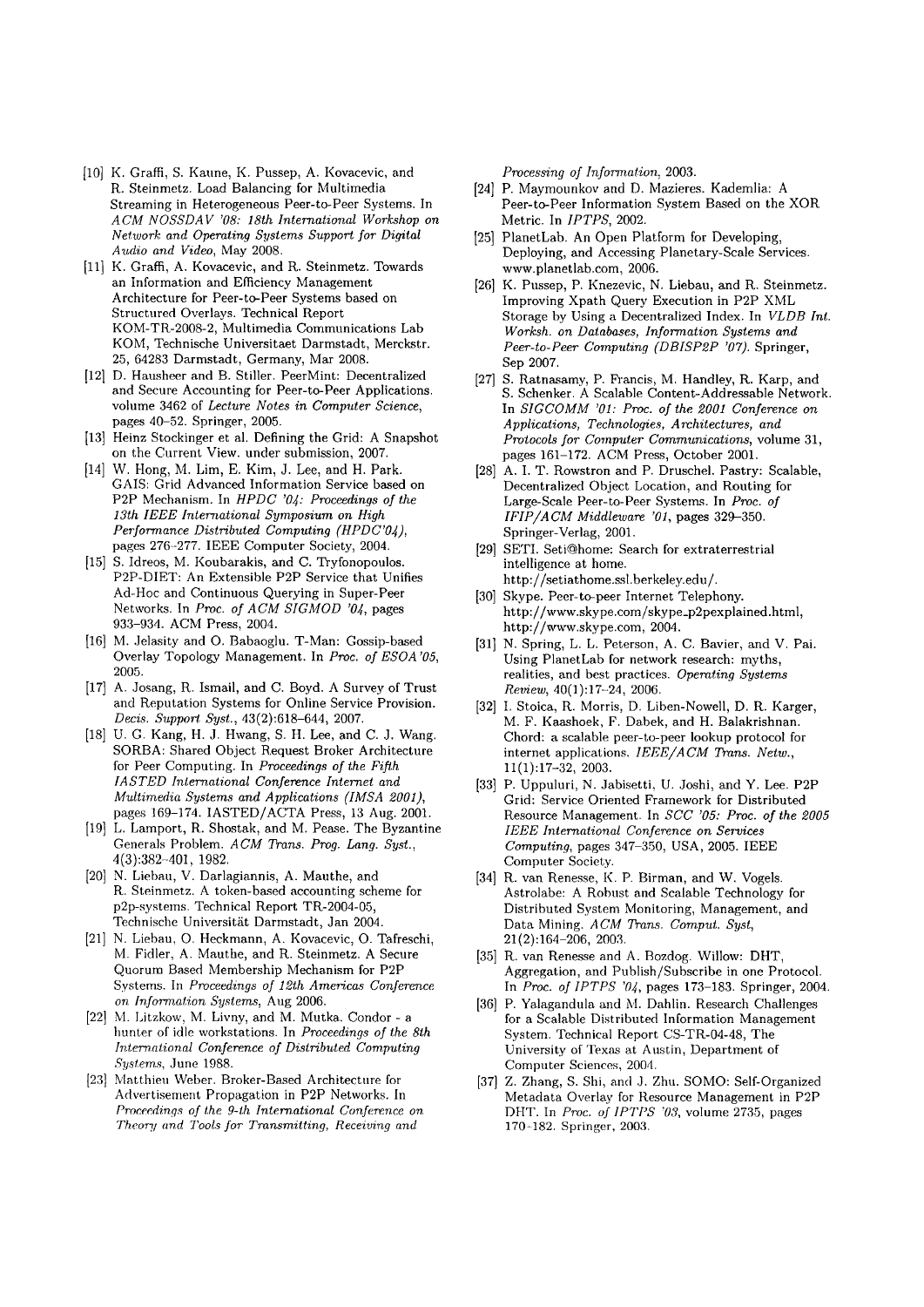[10] K. Graffi, S. Kaune, K. Pussep, A. Kovacevic, and R. Steinmetz. Load Balancing for Multimedia Streaming in Heterogeneous Peer-to-Peer Systems. In *ACM NOSSDAV '08: 18th International Workshop on Network and Operating Systems Support for Digital Audio and Video*, May 2008.

[11] K. Graffi, A. Kovacevic, and R. Steinmetz. Towards an Information and Efficiency Management Architecture for Peer-to-Peer Systems based on Structured Overlays. Technical Report KOM-TR-2008-2, Multimedia Communications Lab KOM, Technische Universitaet Darmstadt, Merckstr. 25, 64283 Darmstadt, Germany, Mar 2008.

[12] D. Hausheer and B. Stiller. PeerMint: Decentralized and Secure Accounting for Peer-to-Peer Applications. volume 3462 of *Lecture Notes in Computer Science*, pages 40–52. Springer, 2005.

[13] Heinz Stockinger et al. Defining the Grid: A Snapshot on the Current View. under submission, 2007.

[14] W. Hong, M. Lim, E. Kim, J. Lee, and H. Park. GAIS: Grid Advanced Information Service based on P2P Mechanism. In *HPDC '04: Proceedings of the 13th IEEE International Symposium on High Performance Distributed Computing (HPDC'04)*, pages 276–277. IEEE Computer Society, 2004.

[15] S. Idreos, M. Koubarakis, and C. Tryfonopoulos. P2P-DIET: An Extensible P2P Service that Unifies Ad-Hoc and Continuous Querying in Super-Peer Networks. In *Proc. of ACM SIGMOD '04*, pages 933–934. ACM Press, 2004.

[16] M. Jelasity and O. Babaoglu. T-Man: Gossip-based Overlay Topology Management. In *Proc. of ESOA'05*, 2005.

[17] A. Josang, R. Ismail, and C. Boyd. A Survey of Trust and Reputation Systems for Online Service Provision. *Decis. Support Syst.*, 43(2):618–644, 2007.

[18] U. G. Kang, H. J. Hwang, S. H. Lee, and C. J. Wang. SORBA: Shared Object Request Broker Architecture for Peer Computing. In *Proceedings of the Fifth IASTED International Conference Internet and Multimedia Systems and Applications (IMSA 2001)*, pages 169–174. IASTED/ACTA Press, 13 Aug. 2001.

[19] L. Lamport, R. Shostak, and M. Pease. The Byzantine Generals Problem. *ACM Trans. Prog. Lang. Syst.*, 4(3):382–401, 1982.

[20] N. Liebau, V. Darlagiannis, A. Mauthe, and R. Steinmetz. A token-based accounting scheme for p2p-systems. Technical Report TR-2004-05, Technische Universität Darmstadt, Jan 2004.

[21] N. Liebau, O. Heckmann, A. Kovacevic, O. Tafreschi, M. Fidler, A. Mauthe, and R. Steinmetz. A Secure Quorum Based Membership Mechanism for P2P Systems. In *Proceedings of 12th Americas Conference on Information Systems*, Aug 2006.

[22] M. Litzkow, M. Livny, and M. Mutka. Condor - a hunter of idle workstations. In *Proceedings of the 8th International Conference of Distributed Computing Systems*, June 1988.

[23] Matthieu Weber. Broker-Based Architecture for Advertisement Propagation in P2P Networks. In *Proceedings of the 9-th International Conference on Theory and Tools for Transmitting, Receiving and Processing of Information*, 2003.

[24] P. Maymounkov and D. Mazieres. Kademlia: A Peer-to-Peer Information System Based on the XOR Metric. In *IPTPS*, 2002.

[25] PlanetLab. An Open Platform for Developing, Deploying, and Accessing Planetary-Scale Services. www.planetlab.com, 2006.

[26] K. Pussep, P. Knezevic, N. Liebau, and R. Steinmetz. Improving Xpath Query Execution in P2P XML Storage by Using a Decentralized Index. In *VLDB Int. Worksh. on Databases, Information Systems and Peer-to-Peer Computing (DBISP2P '07)*. Springer, Sep 2007.

[27] S. Ratnasamy, P. Francis, M. Handley, R. Karp, and S. Schenker. A Scalable Content-Addressable Network. In *SIGCOMM '01: Proc. of the 2001 Conference on Applications, Technologies, Architectures, and Protocols for Computer Communications*, volume 31, pages 161–172. ACM Press, October 2001.

[28] A. I. T. Rowstron and P. Druschel. Pastry: Scalable, Decentralized Object Location, and Routing for Large-Scale Peer-to-Peer Systems. In *Proc. of IFIP/ACM Middleware '01*, pages 329–350. Springer-Verlag, 2001.

[29] SETI. Seti@home: Search for extraterrestrial intelligence at home. http://setiathome.ssl.berkeley.edu/.

[30] Skype. Peer-to-peer Internet Telephony. http://www.skype.com/skype_p2pexplained.html, http://www.skype.com, 2004.

[31] N. Spring, L. L. Peterson, A. C. Bavier, and V. Pai. Using PlanetLab for network research: myths, realities, and best practices. *Operating Systems Review*, 40(1):17–24, 2006.

[32] I. Stoica, R. Morris, D. Liben-Nowell, D. R. Karger, M. F. Kaashoek, F. Dabek, and H. Balakrishnan. Chord: a scalable peer-to-peer lookup protocol for internet applications. *IEEE/ACM Trans. Netw.*, 11(1):17–32, 2003.

[33] P. Uppuluri, N. Jabisetti, U. Joshi, and Y. Lee. P2P Grid: Service Oriented Framework for Distributed Resource Management. In *SCC '05: Proc. of the 2005 IEEE International Conference on Services Computing*, pages 347–350, USA, 2005. IEEE Computer Society.

[34] R. van Renesse, K. P. Birman, and W. Vogels. Astrolabe: A Robust and Scalable Technology for Distributed System Monitoring, Management, and Data Mining. *ACM Trans. Comput. Syst*, 21(2):164–206, 2003.

[35] R. van Renesse and A. Bozdog. Willow: DHT, Aggregation, and Publish/Subscribe in one Protocol. In *Proc. of IPTPS '04*, pages 173–183. Springer, 2004.

[36] P. Yalagandula and M. Dahlin. Research Challenges for a Scalable Distributed Information Management System. Technical Report CS-TR-04-48, The University of Texas at Austin, Department of Computer Sciences, 2004.

[37] Z. Zhang, S. Shi, and J. Zhu. SOMO: Self-Organized Metadata Overlay for Resource Management in P2P DHT. In *Proc. of IPTPS '03*, volume 2735, pages 170–182. Springer, 2003.